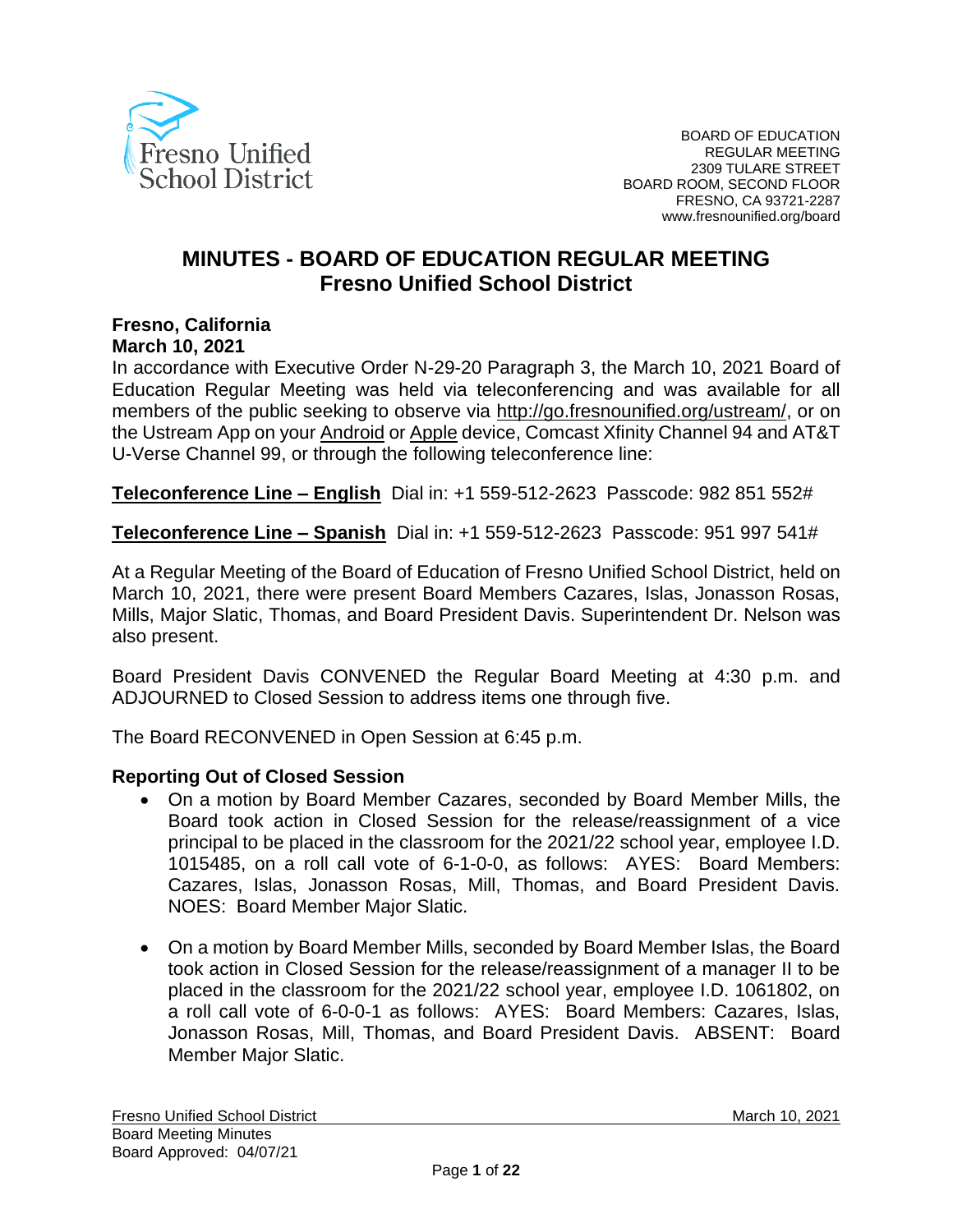BOARD OF EDUCATION
REGULAR MEETING
2309 TULARE STREET
BOARD ROOM, SECOND FLOOR
FRESNO, CA 93721-2287
www.fresnounified.org/board

# MINUTES - BOARD OF EDUCATION REGULAR MEETING
# Fresno Unified School District

**Fresno, California**
**March 10, 2021**

In accordance with Executive Order N-29-20 Paragraph 3, the March 10, 2021 Board of Education Regular Meeting was held via teleconferencing and was available for all members of the public seeking to observe via http://go.fresnounified.org/ustream/, or on the Ustream App on your Android or Apple device, Comcast Xfinity Channel 94 and AT&T U-Verse Channel 99, or through the following teleconference line:

**Teleconference Line – English** Dial in: +1 559-512-2623 Passcode: 982 851 552#

**Teleconference Line – Spanish** Dial in: +1 559-512-2623 Passcode: 951 997 541#

At a Regular Meeting of the Board of Education of Fresno Unified School District, held on March 10, 2021, there were present Board Members Cazares, Islas, Jonasson Rosas, Mills, Major Slatic, Thomas, and Board President Davis. Superintendent Dr. Nelson was also present.

Board President Davis CONVENED the Regular Board Meeting at 4:30 p.m. and ADJOURNED to Closed Session to address items one through five.

The Board RECONVENED in Open Session at 6:45 p.m.

**Reporting Out of Closed Session**

- On a motion by Board Member Cazares, seconded by Board Member Mills, the Board took action in Closed Session for the release/reassignment of a vice principal to be placed in the classroom for the 2021/22 school year, employee I.D. 1015485, on a roll call vote of 6-1-0-0, as follows: AYES: Board Members: Cazares, Islas, Jonasson Rosas, Mill, Thomas, and Board President Davis. NOES: Board Member Major Slatic.
- On a motion by Board Member Mills, seconded by Board Member Islas, the Board took action in Closed Session for the release/reassignment of a manager II to be placed in the classroom for the 2021/22 school year, employee I.D. 1061802, on a roll call vote of 6-0-0-1 as follows: AYES: Board Members: Cazares, Islas, Jonasson Rosas, Mill, Thomas, and Board President Davis. ABSENT: Board Member Major Slatic.

Fresno Unified School District
Board Meeting Minutes
Board Approved: 04/07/21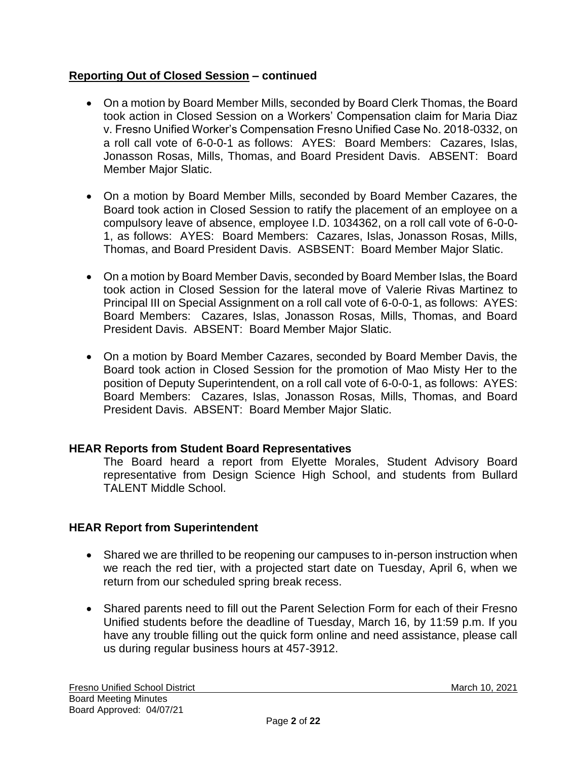**Reporting Out of Closed Session – continued**

- On a motion by Board Member Mills, seconded by Board Clerk Thomas, the Board took action in Closed Session on a Workers' Compensation claim for Maria Diaz v. Fresno Unified Worker's Compensation Fresno Unified Case No. 2018-0332, on a roll call vote of 6-0-0-1 as follows: AYES: Board Members: Cazares, Islas, Jonasson Rosas, Mills, Thomas, and Board President Davis. ABSENT: Board Member Major Slatic.

- On a motion by Board Member Mills, seconded by Board Member Cazares, the Board took action in Closed Session to ratify the placement of an employee on a compulsory leave of absence, employee I.D. 1034362, on a roll call vote of 6-0-0-1, as follows: AYES: Board Members: Cazares, Islas, Jonasson Rosas, Mills, Thomas, and Board President Davis. ASBSENT: Board Member Major Slatic.

- On a motion by Board Member Davis, seconded by Board Member Islas, the Board took action in Closed Session for the lateral move of Valerie Rivas Martinez to Principal III on Special Assignment on a roll call vote of 6-0-0-1, as follows: AYES: Board Members: Cazares, Islas, Jonasson Rosas, Mills, Thomas, and Board President Davis. ABSENT: Board Member Major Slatic.

- On a motion by Board Member Cazares, seconded by Board Member Davis, the Board took action in Closed Session for the promotion of Mao Misty Her to the position of Deputy Superintendent, on a roll call vote of 6-0-0-1, as follows: AYES: Board Members: Cazares, Islas, Jonasson Rosas, Mills, Thomas, and Board President Davis. ABSENT: Board Member Major Slatic.

**HEAR Reports from Student Board Representatives**

The Board heard a report from Elyette Morales, Student Advisory Board representative from Design Science High School, and students from Bullard TALENT Middle School.

**HEAR Report from Superintendent**

- Shared we are thrilled to be reopening our campuses to in-person instruction when we reach the red tier, with a projected start date on Tuesday, April 6, when we return from our scheduled spring break recess.

- Shared parents need to fill out the Parent Selection Form for each of their Fresno Unified students before the deadline of Tuesday, March 16, by 11:59 p.m. If you have any trouble filling out the quick form online and need assistance, please call us during regular business hours at 457-3912.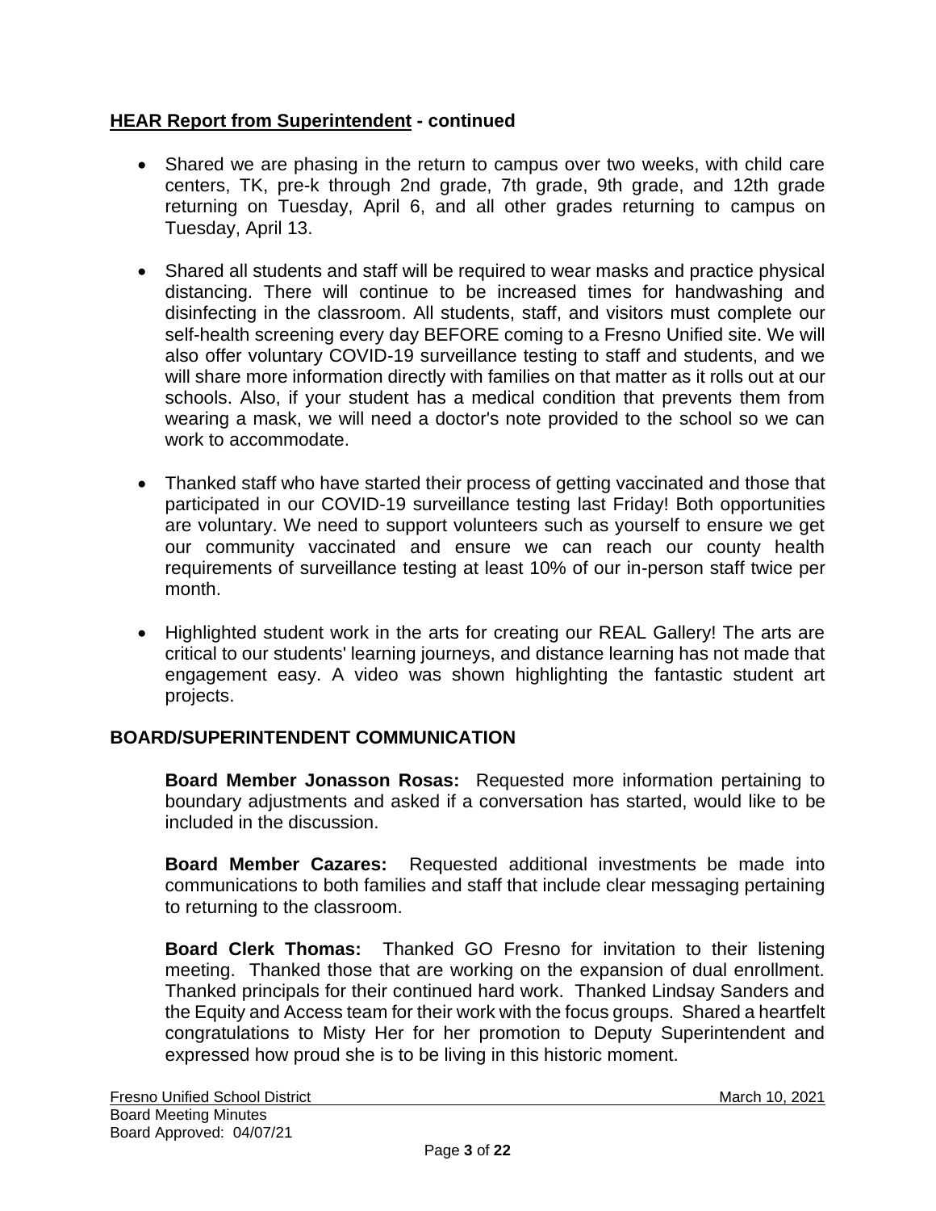## HEAR Report from Superintendent - continued

- Shared we are phasing in the return to campus over two weeks, with child care centers, TK, pre-k through 2nd grade, 7th grade, 9th grade, and 12th grade returning on Tuesday, April 6, and all other grades returning to campus on Tuesday, April 13.
- Shared all students and staff will be required to wear masks and practice physical distancing. There will continue to be increased times for handwashing and disinfecting in the classroom. All students, staff, and visitors must complete our self-health screening every day BEFORE coming to a Fresno Unified site. We will also offer voluntary COVID-19 surveillance testing to staff and students, and we will share more information directly with families on that matter as it rolls out at our schools. Also, if your student has a medical condition that prevents them from wearing a mask, we will need a doctor's note provided to the school so we can work to accommodate.
- Thanked staff who have started their process of getting vaccinated and those that participated in our COVID-19 surveillance testing last Friday! Both opportunities are voluntary. We need to support volunteers such as yourself to ensure we get our community vaccinated and ensure we can reach our county health requirements of surveillance testing at least 10% of our in-person staff twice per month.
- Highlighted student work in the arts for creating our REAL Gallery! The arts are critical to our students' learning journeys, and distance learning has not made that engagement easy. A video was shown highlighting the fantastic student art projects.

## BOARD/SUPERINTENDENT COMMUNICATION

**Board Member Jonasson Rosas:** Requested more information pertaining to boundary adjustments and asked if a conversation has started, would like to be included in the discussion.

**Board Member Cazares:** Requested additional investments be made into communications to both families and staff that include clear messaging pertaining to returning to the classroom.

**Board Clerk Thomas:** Thanked GO Fresno for invitation to their listening meeting. Thanked those that are working on the expansion of dual enrollment. Thanked principals for their continued hard work. Thanked Lindsay Sanders and the Equity and Access team for their work with the focus groups. Shared a heartfelt congratulations to Misty Her for her promotion to Deputy Superintendent and expressed how proud she is to be living in this historic moment.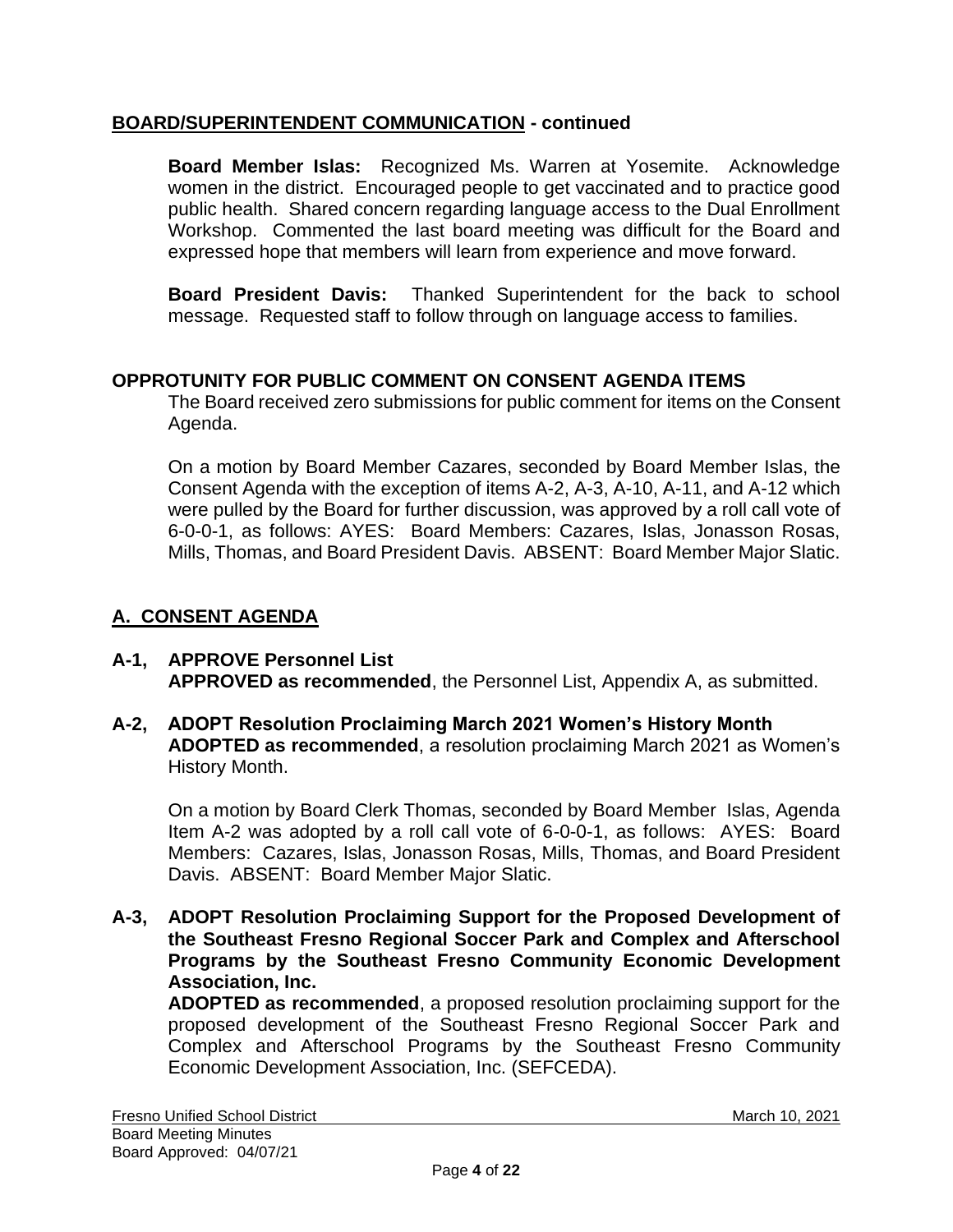## BOARD/SUPERINTENDENT COMMUNICATION - continued

**Board Member Islas:** Recognized Ms. Warren at Yosemite. Acknowledge women in the district. Encouraged people to get vaccinated and to practice good public health. Shared concern regarding language access to the Dual Enrollment Workshop. Commented the last board meeting was difficult for the Board and expressed hope that members will learn from experience and move forward.

**Board President Davis:** Thanked Superintendent for the back to school message. Requested staff to follow through on language access to families.

## OPPROTUNITY FOR PUBLIC COMMENT ON CONSENT AGENDA ITEMS

The Board received zero submissions for public comment for items on the Consent Agenda.

On a motion by Board Member Cazares, seconded by Board Member Islas, the Consent Agenda with the exception of items A-2, A-3, A-10, A-11, and A-12 which were pulled by the Board for further discussion, was approved by a roll call vote of 6-0-0-1, as follows: AYES: Board Members: Cazares, Islas, Jonasson Rosas, Mills, Thomas, and Board President Davis. ABSENT: Board Member Major Slatic.

## A. CONSENT AGENDA

**A-1, APPROVE Personnel List**
**APPROVED as recommended**, the Personnel List, Appendix A, as submitted.

**A-2, ADOPT Resolution Proclaiming March 2021 Women's History Month**
**ADOPTED as recommended**, a resolution proclaiming March 2021 as Women's History Month.

On a motion by Board Clerk Thomas, seconded by Board Member Islas, Agenda Item A-2 was adopted by a roll call vote of 6-0-0-1, as follows: AYES: Board Members: Cazares, Islas, Jonasson Rosas, Mills, Thomas, and Board President Davis. ABSENT: Board Member Major Slatic.

**A-3, ADOPT Resolution Proclaiming Support for the Proposed Development of the Southeast Fresno Regional Soccer Park and Complex and Afterschool Programs by the Southeast Fresno Community Economic Development Association, Inc.**
**ADOPTED as recommended**, a proposed resolution proclaiming support for the proposed development of the Southeast Fresno Regional Soccer Park and Complex and Afterschool Programs by the Southeast Fresno Community Economic Development Association, Inc. (SEFCEDA).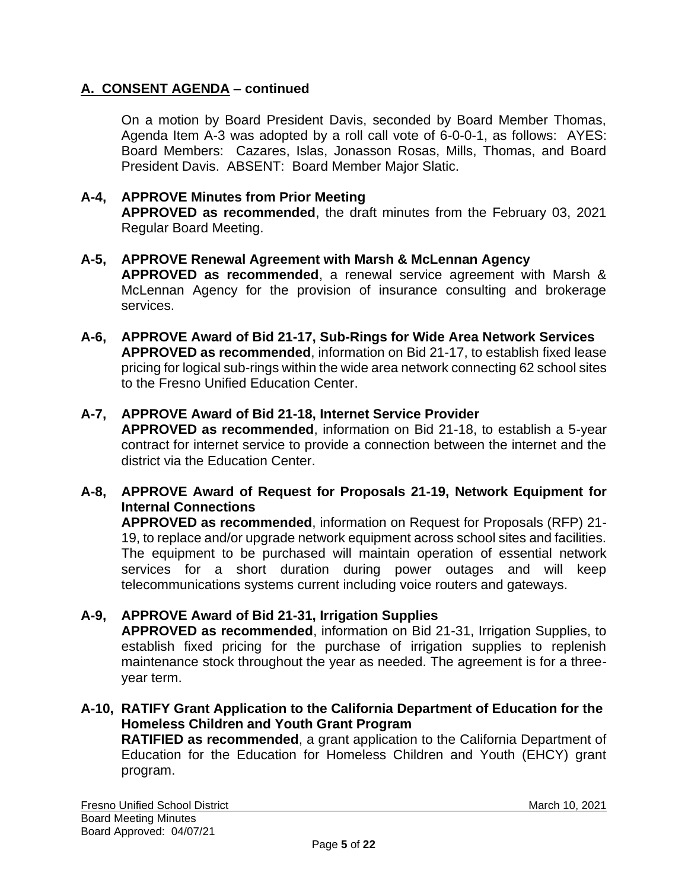## A. CONSENT AGENDA – continued

On a motion by Board President Davis, seconded by Board Member Thomas, Agenda Item A-3 was adopted by a roll call vote of 6-0-0-1, as follows: AYES: Board Members: Cazares, Islas, Jonasson Rosas, Mills, Thomas, and Board President Davis. ABSENT: Board Member Major Slatic.

**A-4, APPROVE Minutes from Prior Meeting**
**APPROVED as recommended**, the draft minutes from the February 03, 2021 Regular Board Meeting.

**A-5, APPROVE Renewal Agreement with Marsh & McLennan Agency**
**APPROVED as recommended**, a renewal service agreement with Marsh & McLennan Agency for the provision of insurance consulting and brokerage services.

**A-6, APPROVE Award of Bid 21-17, Sub-Rings for Wide Area Network Services**
**APPROVED as recommended**, information on Bid 21-17, to establish fixed lease pricing for logical sub-rings within the wide area network connecting 62 school sites to the Fresno Unified Education Center.

**A-7, APPROVE Award of Bid 21-18, Internet Service Provider**
**APPROVED as recommended**, information on Bid 21-18, to establish a 5-year contract for internet service to provide a connection between the internet and the district via the Education Center.

**A-8, APPROVE Award of Request for Proposals 21-19, Network Equipment for Internal Connections**
**APPROVED as recommended**, information on Request for Proposals (RFP) 21-19, to replace and/or upgrade network equipment across school sites and facilities. The equipment to be purchased will maintain operation of essential network services for a short duration during power outages and will keep telecommunications systems current including voice routers and gateways.

**A-9, APPROVE Award of Bid 21-31, Irrigation Supplies**
**APPROVED as recommended**, information on Bid 21-31, Irrigation Supplies, to establish fixed pricing for the purchase of irrigation supplies to replenish maintenance stock throughout the year as needed. The agreement is for a three-year term.

**A-10, RATIFY Grant Application to the California Department of Education for the Homeless Children and Youth Grant Program**
**RATIFIED as recommended**, a grant application to the California Department of Education for the Education for Homeless Children and Youth (EHCY) grant program.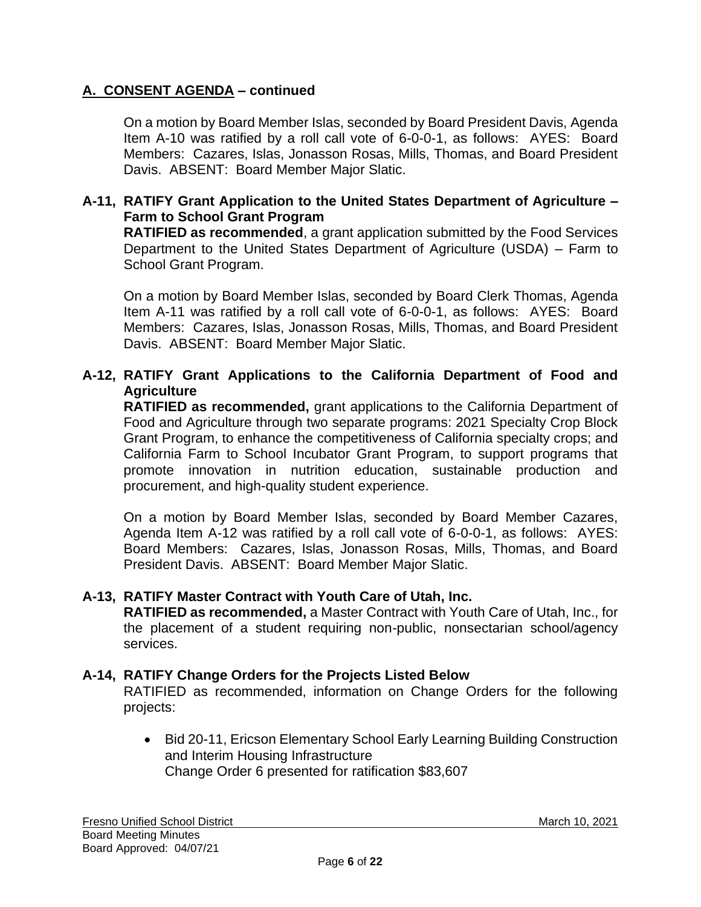## A. CONSENT AGENDA – continued

On a motion by Board Member Islas, seconded by Board President Davis, Agenda Item A-10 was ratified by a roll call vote of 6-0-0-1, as follows: AYES: Board Members: Cazares, Islas, Jonasson Rosas, Mills, Thomas, and Board President Davis. ABSENT: Board Member Major Slatic.

### A-11, RATIFY Grant Application to the United States Department of Agriculture – Farm to School Grant Program

**RATIFIED as recommended**, a grant application submitted by the Food Services Department to the United States Department of Agriculture (USDA) – Farm to School Grant Program.

On a motion by Board Member Islas, seconded by Board Clerk Thomas, Agenda Item A-11 was ratified by a roll call vote of 6-0-0-1, as follows: AYES: Board Members: Cazares, Islas, Jonasson Rosas, Mills, Thomas, and Board President Davis. ABSENT: Board Member Major Slatic.

### A-12, RATIFY Grant Applications to the California Department of Food and Agriculture

**RATIFIED as recommended,** grant applications to the California Department of Food and Agriculture through two separate programs: 2021 Specialty Crop Block Grant Program, to enhance the competitiveness of California specialty crops; and California Farm to School Incubator Grant Program, to support programs that promote innovation in nutrition education, sustainable production and procurement, and high-quality student experience.

On a motion by Board Member Islas, seconded by Board Member Cazares, Agenda Item A-12 was ratified by a roll call vote of 6-0-0-1, as follows: AYES: Board Members: Cazares, Islas, Jonasson Rosas, Mills, Thomas, and Board President Davis. ABSENT: Board Member Major Slatic.

### A-13, RATIFY Master Contract with Youth Care of Utah, Inc.

**RATIFIED as recommended,** a Master Contract with Youth Care of Utah, Inc., for the placement of a student requiring non-public, nonsectarian school/agency services.

### A-14, RATIFY Change Orders for the Projects Listed Below

RATIFIED as recommended, information on Change Orders for the following projects:

- Bid 20-11, Ericson Elementary School Early Learning Building Construction and Interim Housing Infrastructure
  Change Order 6 presented for ratification $83,607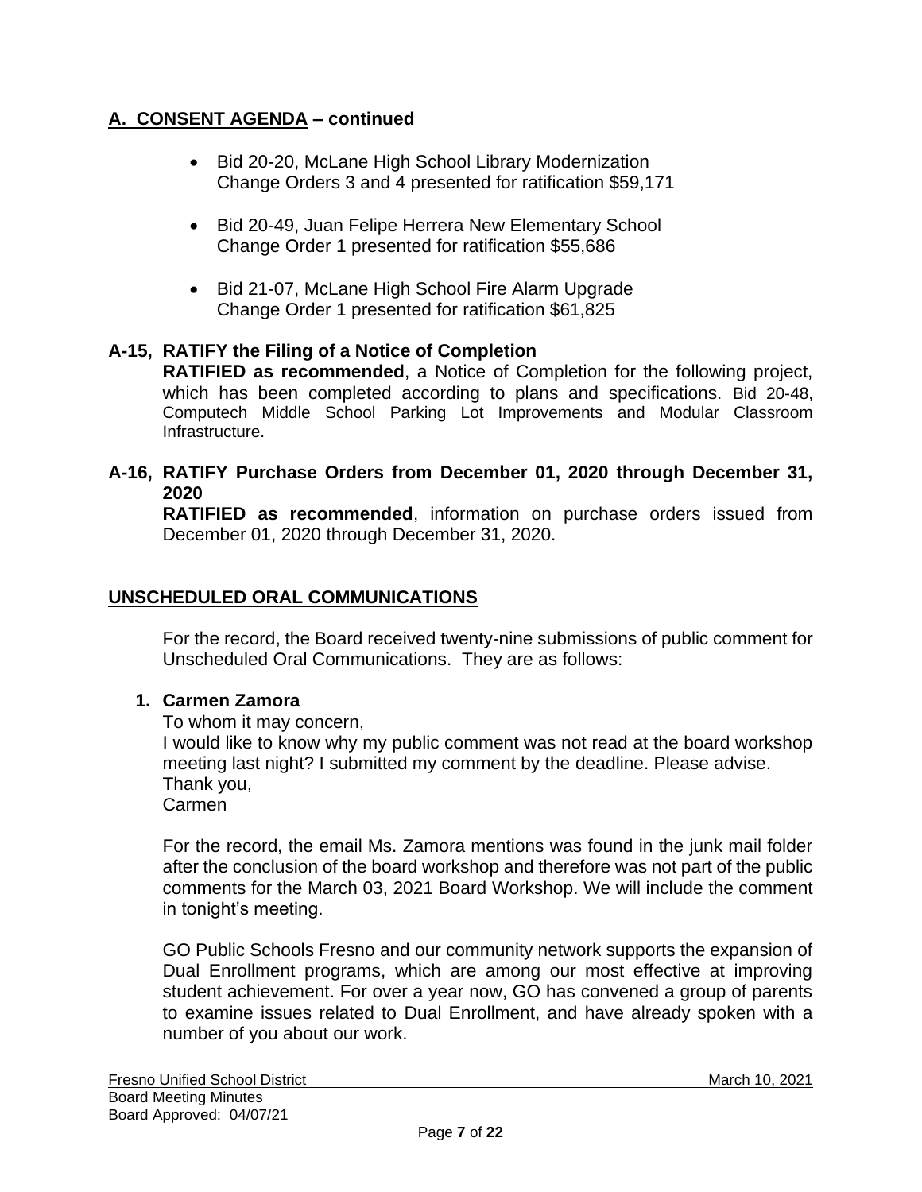## A. CONSENT AGENDA – continued

- Bid 20-20, McLane High School Library Modernization
  Change Orders 3 and 4 presented for ratification $59,171

- Bid 20-49, Juan Felipe Herrera New Elementary School
  Change Order 1 presented for ratification $55,686

- Bid 21-07, McLane High School Fire Alarm Upgrade
  Change Order 1 presented for ratification $61,825

**A-15, RATIFY the Filing of a Notice of Completion**
**RATIFIED as recommended**, a Notice of Completion for the following project, which has been completed according to plans and specifications. Bid 20-48, Computech Middle School Parking Lot Improvements and Modular Classroom Infrastructure.

**A-16, RATIFY Purchase Orders from December 01, 2020 through December 31, 2020**
**RATIFIED as recommended**, information on purchase orders issued from December 01, 2020 through December 31, 2020.

## UNSCHEDULED ORAL COMMUNICATIONS

For the record, the Board received twenty-nine submissions of public comment for Unscheduled Oral Communications. They are as follows:

**1. Carmen Zamora**

To whom it may concern,
I would like to know why my public comment was not read at the board workshop meeting last night? I submitted my comment by the deadline. Please advise.
Thank you,
Carmen

For the record, the email Ms. Zamora mentions was found in the junk mail folder after the conclusion of the board workshop and therefore was not part of the public comments for the March 03, 2021 Board Workshop. We will include the comment in tonight's meeting.

GO Public Schools Fresno and our community network supports the expansion of Dual Enrollment programs, which are among our most effective at improving student achievement. For over a year now, GO has convened a group of parents to examine issues related to Dual Enrollment, and have already spoken with a number of you about our work.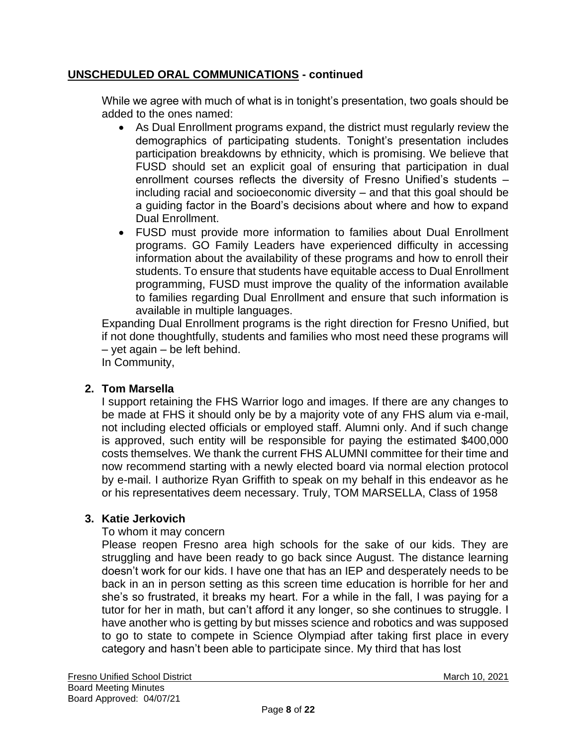## **UNSCHEDULED ORAL COMMUNICATIONS - continued**

While we agree with much of what is in tonight's presentation, two goals should be added to the ones named:

- As Dual Enrollment programs expand, the district must regularly review the demographics of participating students. Tonight's presentation includes participation breakdowns by ethnicity, which is promising. We believe that FUSD should set an explicit goal of ensuring that participation in dual enrollment courses reflects the diversity of Fresno Unified's students – including racial and socioeconomic diversity – and that this goal should be a guiding factor in the Board's decisions about where and how to expand Dual Enrollment.
- FUSD must provide more information to families about Dual Enrollment programs. GO Family Leaders have experienced difficulty in accessing information about the availability of these programs and how to enroll their students. To ensure that students have equitable access to Dual Enrollment programming, FUSD must improve the quality of the information available to families regarding Dual Enrollment and ensure that such information is available in multiple languages.

Expanding Dual Enrollment programs is the right direction for Fresno Unified, but if not done thoughtfully, students and families who most need these programs will – yet again – be left behind.

In Community,

2. **Tom Marsella**

   I support retaining the FHS Warrior logo and images. If there are any changes to be made at FHS it should only be by a majority vote of any FHS alum via e-mail, not including elected officials or employed staff. Alumni only. And if such change is approved, such entity will be responsible for paying the estimated $400,000 costs themselves. We thank the current FHS ALUMNI committee for their time and now recommend starting with a newly elected board via normal election protocol by e-mail. I authorize Ryan Griffith to speak on my behalf in this endeavor as he or his representatives deem necessary. Truly, TOM MARSELLA, Class of 1958

3. **Katie Jerkovich**

   To whom it may concern

   Please reopen Fresno area high schools for the sake of our kids. They are struggling and have been ready to go back since August. The distance learning doesn't work for our kids. I have one that has an IEP and desperately needs to be back in an in person setting as this screen time education is horrible for her and she's so frustrated, it breaks my heart. For a while in the fall, I was paying for a tutor for her in math, but can't afford it any longer, so she continues to struggle. I have another who is getting by but misses science and robotics and was supposed to go to state to compete in Science Olympiad after taking first place in every category and hasn't been able to participate since. My third that has lost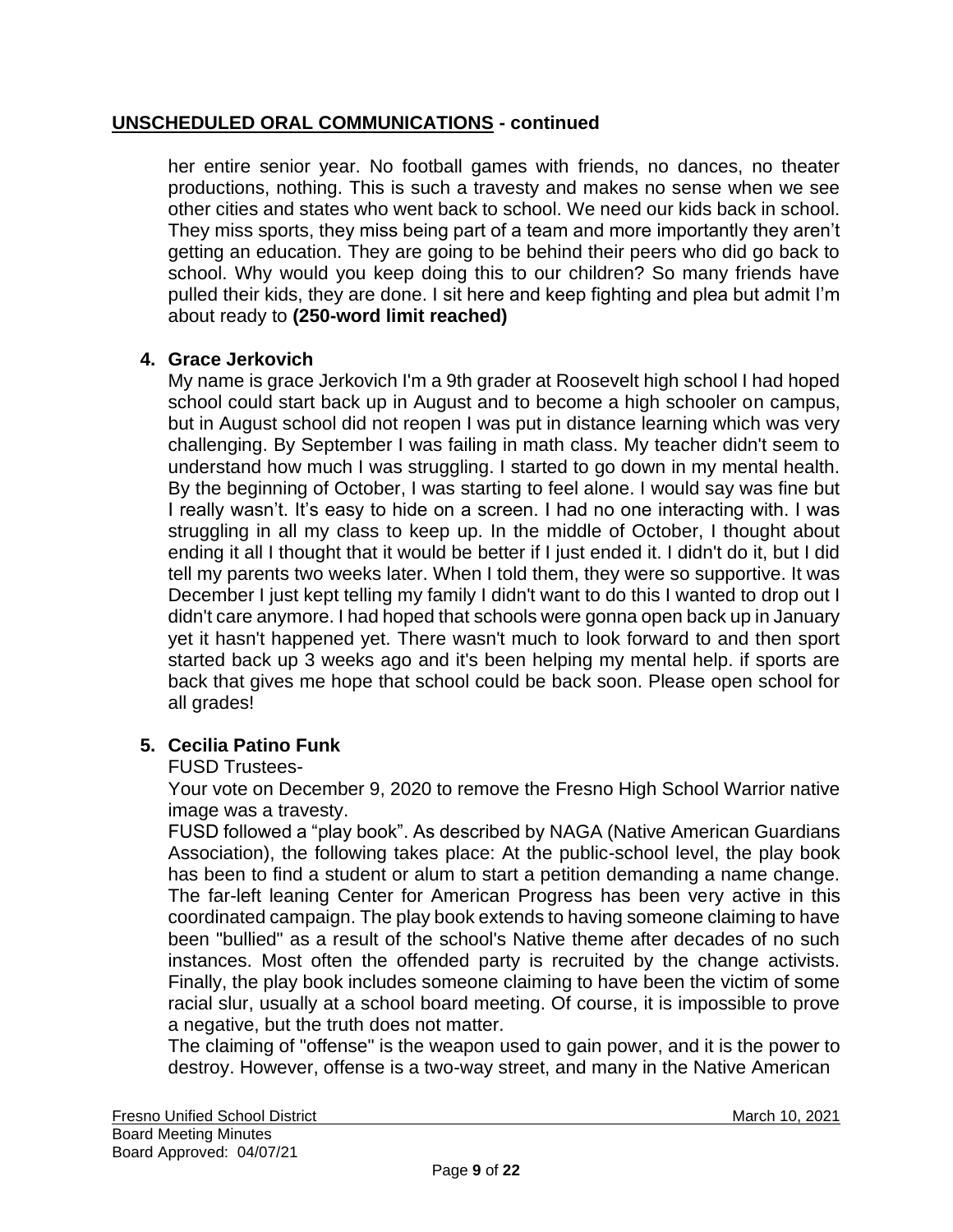## UNSCHEDULED ORAL COMMUNICATIONS - continued

her entire senior year. No football games with friends, no dances, no theater productions, nothing. This is such a travesty and makes no sense when we see other cities and states who went back to school. We need our kids back in school. They miss sports, they miss being part of a team and more importantly they aren't getting an education. They are going to be behind their peers who did go back to school. Why would you keep doing this to our children? So many friends have pulled their kids, they are done. I sit here and keep fighting and plea but admit I'm about ready to **(250-word limit reached)**

4. **Grace Jerkovich**

My name is grace Jerkovich I'm a 9th grader at Roosevelt high school I had hoped school could start back up in August and to become a high schooler on campus, but in August school did not reopen I was put in distance learning which was very challenging. By September I was failing in math class. My teacher didn't seem to understand how much I was struggling. I started to go down in my mental health. By the beginning of October, I was starting to feel alone. I would say was fine but I really wasn't. It's easy to hide on a screen. I had no one interacting with. I was struggling in all my class to keep up. In the middle of October, I thought about ending it all I thought that it would be better if I just ended it. I didn't do it, but I did tell my parents two weeks later. When I told them, they were so supportive. It was December I just kept telling my family I didn't want to do this I wanted to drop out I didn't care anymore. I had hoped that schools were gonna open back up in January yet it hasn't happened yet. There wasn't much to look forward to and then sport started back up 3 weeks ago and it's been helping my mental help. if sports are back that gives me hope that school could be back soon. Please open school for all grades!

5. **Cecilia Patino Funk**

FUSD Trustees-

Your vote on December 9, 2020 to remove the Fresno High School Warrior native image was a travesty.

FUSD followed a "play book". As described by NAGA (Native American Guardians Association), the following takes place: At the public-school level, the play book has been to find a student or alum to start a petition demanding a name change. The far-left leaning Center for American Progress has been very active in this coordinated campaign. The play book extends to having someone claiming to have been "bullied" as a result of the school's Native theme after decades of no such instances. Most often the offended party is recruited by the change activists. Finally, the play book includes someone claiming to have been the victim of some racial slur, usually at a school board meeting. Of course, it is impossible to prove a negative, but the truth does not matter.

The claiming of "offense" is the weapon used to gain power, and it is the power to destroy. However, offense is a two-way street, and many in the Native American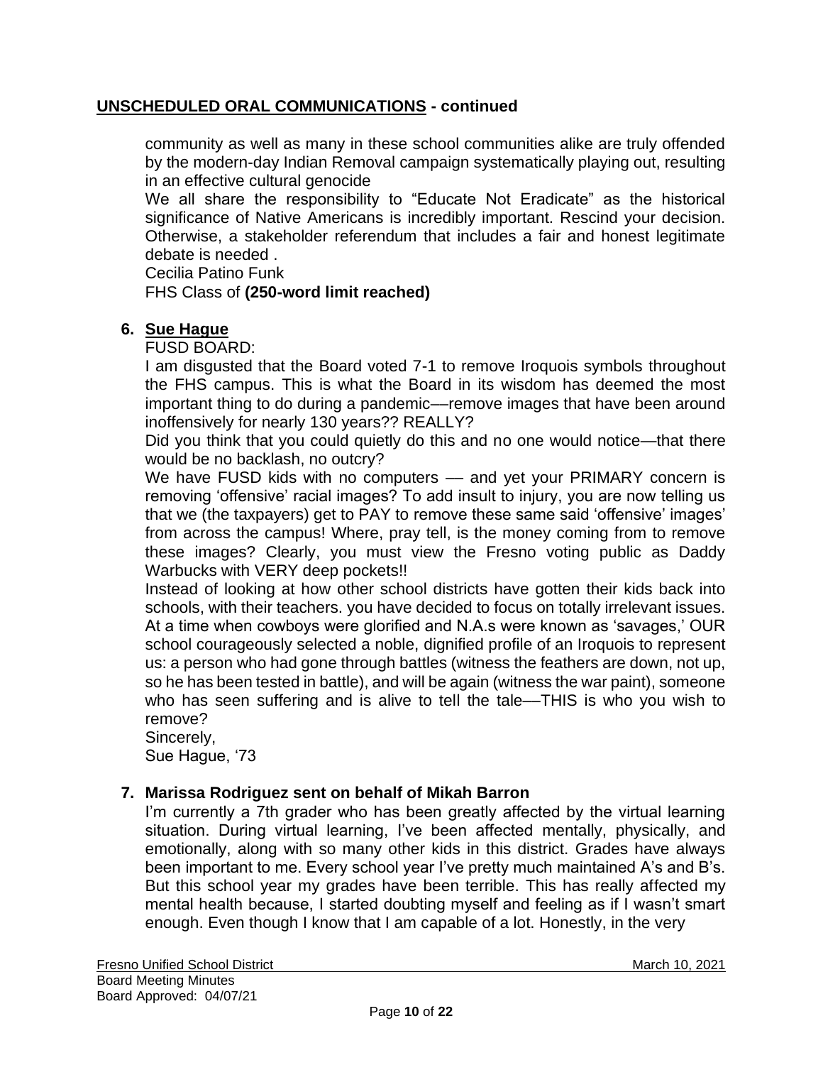## UNSCHEDULED ORAL COMMUNICATIONS - continued

community as well as many in these school communities alike are truly offended by the modern-day Indian Removal campaign systematically playing out, resulting in an effective cultural genocide

We all share the responsibility to "Educate Not Eradicate" as the historical significance of Native Americans is incredibly important. Rescind your decision. Otherwise, a stakeholder referendum that includes a fair and honest legitimate debate is needed .

Cecilia Patino Funk

FHS Class of **(250-word limit reached)**

6. **Sue Hague**

   FUSD BOARD:

   I am disgusted that the Board voted 7-1 to remove Iroquois symbols throughout the FHS campus. This is what the Board in its wisdom has deemed the most important thing to do during a pandemic—remove images that have been around inoffensively for nearly 130 years?? REALLY?

   Did you think that you could quietly do this and no one would notice—that there would be no backlash, no outcry?

   We have FUSD kids with no computers — and yet your PRIMARY concern is removing 'offensive' racial images? To add insult to injury, you are now telling us that we (the taxpayers) get to PAY to remove these same said 'offensive' images' from across the campus! Where, pray tell, is the money coming from to remove these images? Clearly, you must view the Fresno voting public as Daddy Warbucks with VERY deep pockets!!

   Instead of looking at how other school districts have gotten their kids back into schools, with their teachers. you have decided to focus on totally irrelevant issues. At a time when cowboys were glorified and N.A.s were known as 'savages,' OUR school courageously selected a noble, dignified profile of an Iroquois to represent us: a person who had gone through battles (witness the feathers are down, not up, so he has been tested in battle), and will be again (witness the war paint), someone who has seen suffering and is alive to tell the tale—THIS is who you wish to remove?

   Sincerely,

   Sue Hague, '73

7. **Marissa Rodriguez sent on behalf of Mikah Barron**

   I'm currently a 7th grader who has been greatly affected by the virtual learning situation. During virtual learning, I've been affected mentally, physically, and emotionally, along with so many other kids in this district. Grades have always been important to me. Every school year I've pretty much maintained A's and B's. But this school year my grades have been terrible. This has really affected my mental health because, I started doubting myself and feeling as if I wasn't smart enough. Even though I know that I am capable of a lot. Honestly, in the very

Fresno Unified School District | March 10, 2021
Board Meeting Minutes
Board Approved: 04/07/21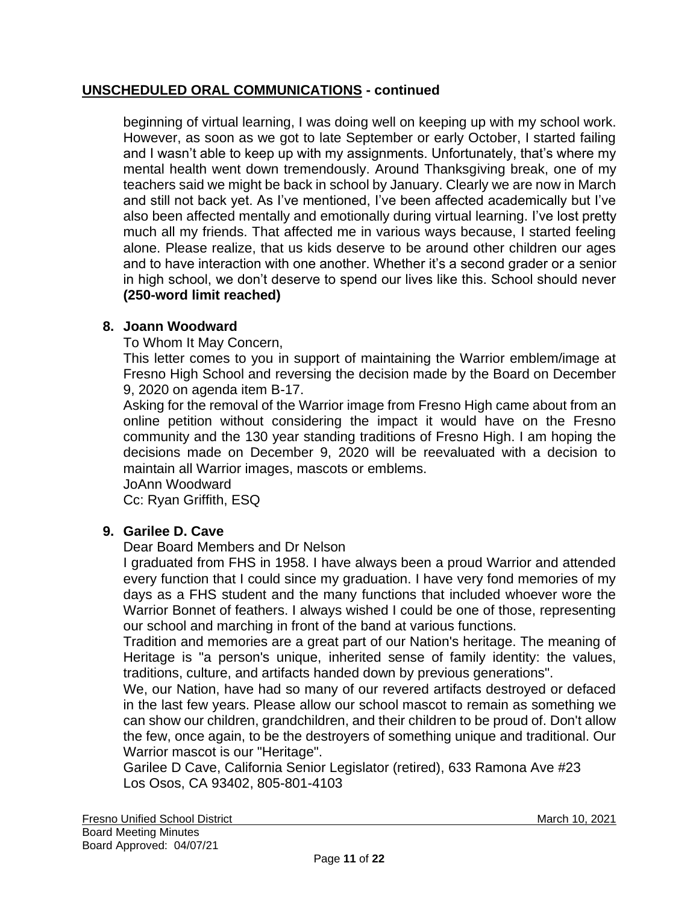## UNSCHEDULED ORAL COMMUNICATIONS - continued

beginning of virtual learning, I was doing well on keeping up with my school work. However, as soon as we got to late September or early October, I started failing and I wasn't able to keep up with my assignments. Unfortunately, that's where my mental health went down tremendously. Around Thanksgiving break, one of my teachers said we might be back in school by January. Clearly we are now in March and still not back yet. As I've mentioned, I've been affected academically but I've also been affected mentally and emotionally during virtual learning. I've lost pretty much all my friends. That affected me in various ways because, I started feeling alone. Please realize, that us kids deserve to be around other children our ages and to have interaction with one another. Whether it's a second grader or a senior in high school, we don't deserve to spend our lives like this. School should never **(250-word limit reached)**

**8. Joann Woodward**

To Whom It May Concern,

This letter comes to you in support of maintaining the Warrior emblem/image at Fresno High School and reversing the decision made by the Board on December 9, 2020 on agenda item B-17.

Asking for the removal of the Warrior image from Fresno High came about from an online petition without considering the impact it would have on the Fresno community and the 130 year standing traditions of Fresno High. I am hoping the decisions made on December 9, 2020 will be reevaluated with a decision to maintain all Warrior images, mascots or emblems.

JoAnn Woodward

Cc: Ryan Griffith, ESQ

**9. Garilee D. Cave**

Dear Board Members and Dr Nelson

I graduated from FHS in 1958. I have always been a proud Warrior and attended every function that I could since my graduation. I have very fond memories of my days as a FHS student and the many functions that included whoever wore the Warrior Bonnet of feathers. I always wished I could be one of those, representing our school and marching in front of the band at various functions.

Tradition and memories are a great part of our Nation's heritage. The meaning of Heritage is "a person's unique, inherited sense of family identity: the values, traditions, culture, and artifacts handed down by previous generations".

We, our Nation, have had so many of our revered artifacts destroyed or defaced in the last few years. Please allow our school mascot to remain as something we can show our children, grandchildren, and their children to be proud of. Don't allow the few, once again, to be the destroyers of something unique and traditional. Our Warrior mascot is our "Heritage".

Garilee D Cave, California Senior Legislator (retired), 633 Ramona Ave #23 Los Osos, CA 93402, 805-801-4103

Fresno Unified School District — March 10, 2021
Board Meeting Minutes
Board Approved: 04/07/21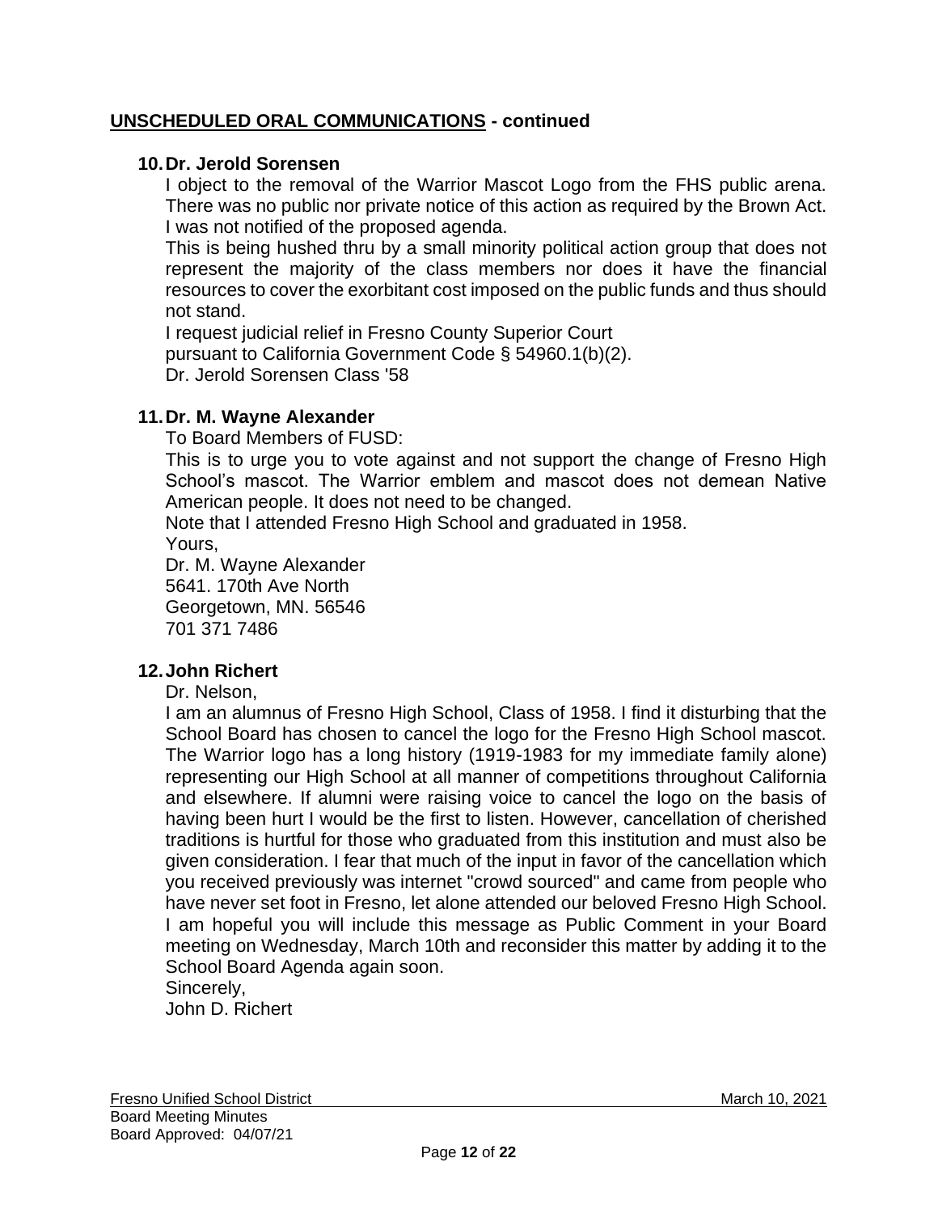## **UNSCHEDULED ORAL COMMUNICATIONS - continued**

**10. Dr. Jerold Sorensen**

I object to the removal of the Warrior Mascot Logo from the FHS public arena. There was no public nor private notice of this action as required by the Brown Act. I was not notified of the proposed agenda.

This is being hushed thru by a small minority political action group that does not represent the majority of the class members nor does it have the financial resources to cover the exorbitant cost imposed on the public funds and thus should not stand.

I request judicial relief in Fresno County Superior Court pursuant to California Government Code § 54960.1(b)(2).

Dr. Jerold Sorensen Class '58

**11. Dr. M. Wayne Alexander**

To Board Members of FUSD:

This is to urge you to vote against and not support the change of Fresno High School's mascot. The Warrior emblem and mascot does not demean Native American people. It does not need to be changed.

Note that I attended Fresno High School and graduated in 1958.

Yours,
Dr. M. Wayne Alexander
5641. 170th Ave North
Georgetown, MN. 56546
701 371 7486

**12. John Richert**

Dr. Nelson,

I am an alumnus of Fresno High School, Class of 1958. I find it disturbing that the School Board has chosen to cancel the logo for the Fresno High School mascot. The Warrior logo has a long history (1919-1983 for my immediate family alone) representing our High School at all manner of competitions throughout California and elsewhere. If alumni were raising voice to cancel the logo on the basis of having been hurt I would be the first to listen. However, cancellation of cherished traditions is hurtful for those who graduated from this institution and must also be given consideration. I fear that much of the input in favor of the cancellation which you received previously was internet "crowd sourced" and came from people who have never set foot in Fresno, let alone attended our beloved Fresno High School. I am hopeful you will include this message as Public Comment in your Board meeting on Wednesday, March 10th and reconsider this matter by adding it to the School Board Agenda again soon.

Sincerely,
John D. Richert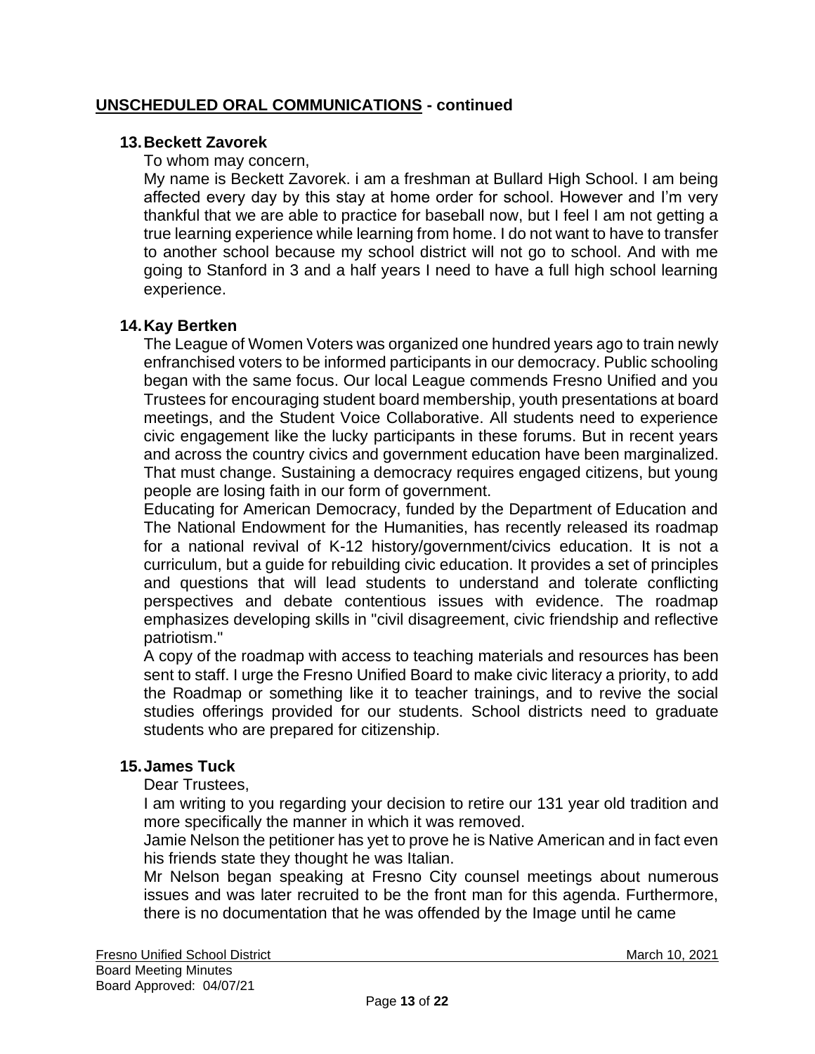## UNSCHEDULED ORAL COMMUNICATIONS - continued

**13. Beckett Zavorek**

To whom may concern,

My name is Beckett Zavorek. i am a freshman at Bullard High School. I am being affected every day by this stay at home order for school. However and I'm very thankful that we are able to practice for baseball now, but I feel I am not getting a true learning experience while learning from home. I do not want to have to transfer to another school because my school district will not go to school. And with me going to Stanford in 3 and a half years I need to have a full high school learning experience.

**14. Kay Bertken**

The League of Women Voters was organized one hundred years ago to train newly enfranchised voters to be informed participants in our democracy. Public schooling began with the same focus. Our local League commends Fresno Unified and you Trustees for encouraging student board membership, youth presentations at board meetings, and the Student Voice Collaborative. All students need to experience civic engagement like the lucky participants in these forums. But in recent years and across the country civics and government education have been marginalized. That must change. Sustaining a democracy requires engaged citizens, but young people are losing faith in our form of government.

Educating for American Democracy, funded by the Department of Education and The National Endowment for the Humanities, has recently released its roadmap for a national revival of K-12 history/government/civics education. It is not a curriculum, but a guide for rebuilding civic education. It provides a set of principles and questions that will lead students to understand and tolerate conflicting perspectives and debate contentious issues with evidence. The roadmap emphasizes developing skills in "civil disagreement, civic friendship and reflective patriotism."

A copy of the roadmap with access to teaching materials and resources has been sent to staff. I urge the Fresno Unified Board to make civic literacy a priority, to add the Roadmap or something like it to teacher trainings, and to revive the social studies offerings provided for our students. School districts need to graduate students who are prepared for citizenship.

**15. James Tuck**

Dear Trustees,

I am writing to you regarding your decision to retire our 131 year old tradition and more specifically the manner in which it was removed.

Jamie Nelson the petitioner has yet to prove he is Native American and in fact even his friends state they thought he was Italian.

Mr Nelson began speaking at Fresno City counsel meetings about numerous issues and was later recruited to be the front man for this agenda. Furthermore, there is no documentation that he was offended by the Image until he came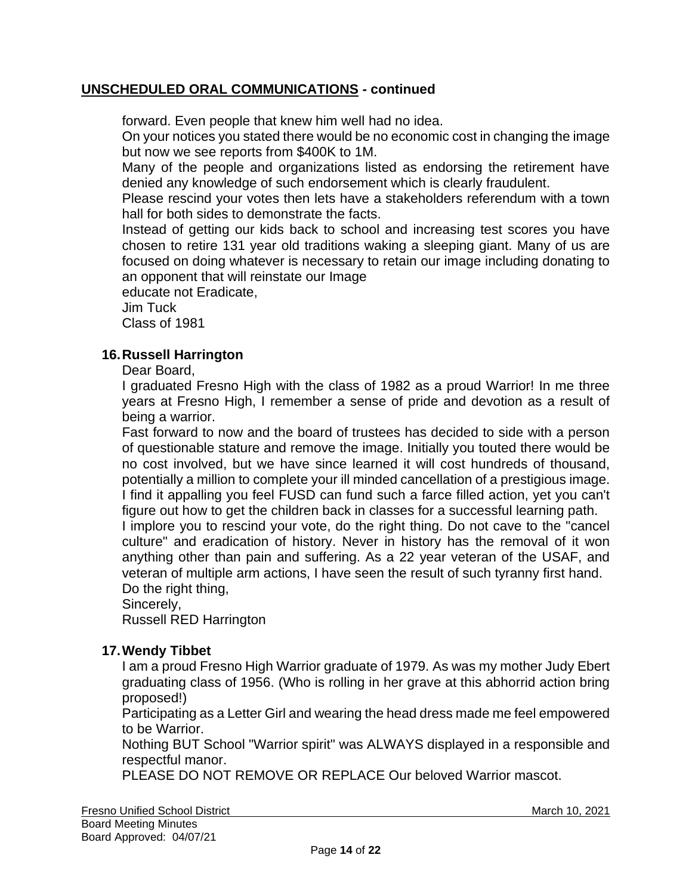## **UNSCHEDULED ORAL COMMUNICATIONS - continued**

forward. Even people that knew him well had no idea.
On your notices you stated there would be no economic cost in changing the image but now we see reports from $400K to 1M.
Many of the people and organizations listed as endorsing the retirement have denied any knowledge of such endorsement which is clearly fraudulent.
Please rescind your votes then lets have a stakeholders referendum with a town hall for both sides to demonstrate the facts.
Instead of getting our kids back to school and increasing test scores you have chosen to retire 131 year old traditions waking a sleeping giant. Many of us are focused on doing whatever is necessary to retain our image including donating to an opponent that will reinstate our Image
educate not Eradicate,
Jim Tuck
Class of 1981

**16. Russell Harrington**

Dear Board,
I graduated Fresno High with the class of 1982 as a proud Warrior! In me three years at Fresno High, I remember a sense of pride and devotion as a result of being a warrior.
Fast forward to now and the board of trustees has decided to side with a person of questionable stature and remove the image. Initially you touted there would be no cost involved, but we have since learned it will cost hundreds of thousand, potentially a million to complete your ill minded cancellation of a prestigious image.
I find it appalling you feel FUSD can fund such a farce filled action, yet you can't figure out how to get the children back in classes for a successful learning path.
I implore you to rescind your vote, do the right thing. Do not cave to the "cancel culture" and eradication of history. Never in history has the removal of it won anything other than pain and suffering. As a 22 year veteran of the USAF, and veteran of multiple arm actions, I have seen the result of such tyranny first hand.
Do the right thing,
Sincerely,
Russell RED Harrington

**17. Wendy Tibbet**

I am a proud Fresno High Warrior graduate of 1979. As was my mother Judy Ebert graduating class of 1956. (Who is rolling in her grave at this abhorrid action bring proposed!)
Participating as a Letter Girl and wearing the head dress made me feel empowered to be Warrior.
Nothing BUT School "Warrior spirit" was ALWAYS displayed in a responsible and respectful manor.
PLEASE DO NOT REMOVE OR REPLACE Our beloved Warrior mascot.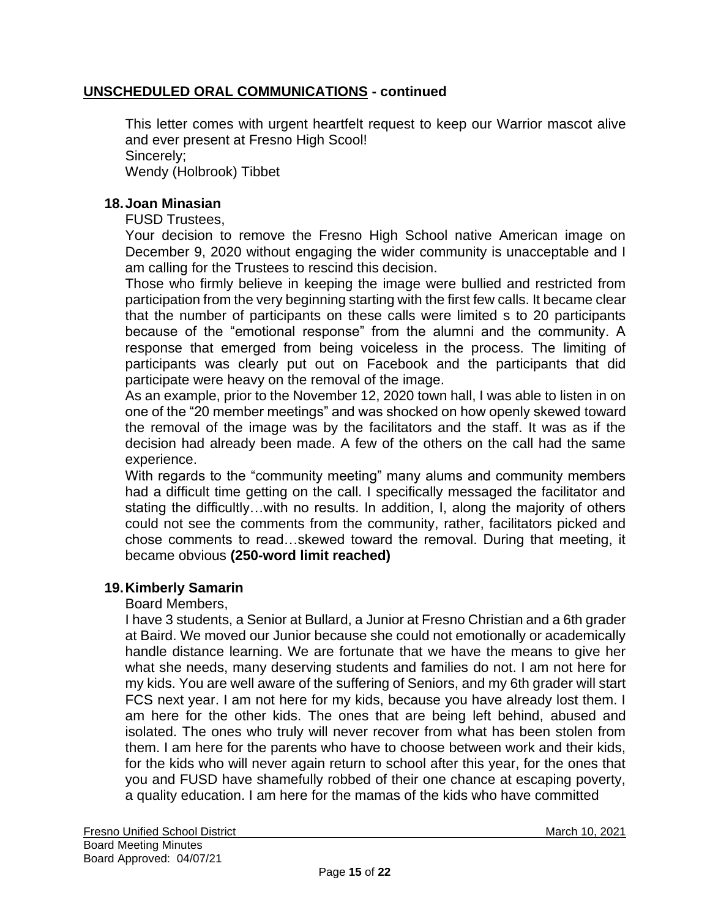## UNSCHEDULED ORAL COMMUNICATIONS - continued

This letter comes with urgent heartfelt request to keep our Warrior mascot alive and ever present at Fresno High Scool!
Sincerely;
Wendy (Holbrook) Tibbet

**18. Joan Minasian**

FUSD Trustees,

Your decision to remove the Fresno High School native American image on December 9, 2020 without engaging the wider community is unacceptable and I am calling for the Trustees to rescind this decision.

Those who firmly believe in keeping the image were bullied and restricted from participation from the very beginning starting with the first few calls. It became clear that the number of participants on these calls were limited s to 20 participants because of the "emotional response" from the alumni and the community. A response that emerged from being voiceless in the process. The limiting of participants was clearly put out on Facebook and the participants that did participate were heavy on the removal of the image.

As an example, prior to the November 12, 2020 town hall, I was able to listen in on one of the "20 member meetings" and was shocked on how openly skewed toward the removal of the image was by the facilitators and the staff. It was as if the decision had already been made. A few of the others on the call had the same experience.

With regards to the "community meeting" many alums and community members had a difficult time getting on the call. I specifically messaged the facilitator and stating the difficultly…with no results. In addition, I, along the majority of others could not see the comments from the community, rather, facilitators picked and chose comments to read…skewed toward the removal. During that meeting, it became obvious **(250-word limit reached)**

**19. Kimberly Samarin**

Board Members,

I have 3 students, a Senior at Bullard, a Junior at Fresno Christian and a 6th grader at Baird. We moved our Junior because she could not emotionally or academically handle distance learning. We are fortunate that we have the means to give her what she needs, many deserving students and families do not. I am not here for my kids. You are well aware of the suffering of Seniors, and my 6th grader will start FCS next year. I am not here for my kids, because you have already lost them. I am here for the other kids. The ones that are being left behind, abused and isolated. The ones who truly will never recover from what has been stolen from them. I am here for the parents who have to choose between work and their kids, for the kids who will never again return to school after this year, for the ones that you and FUSD have shamefully robbed of their one chance at escaping poverty, a quality education. I am here for the mamas of the kids who have committed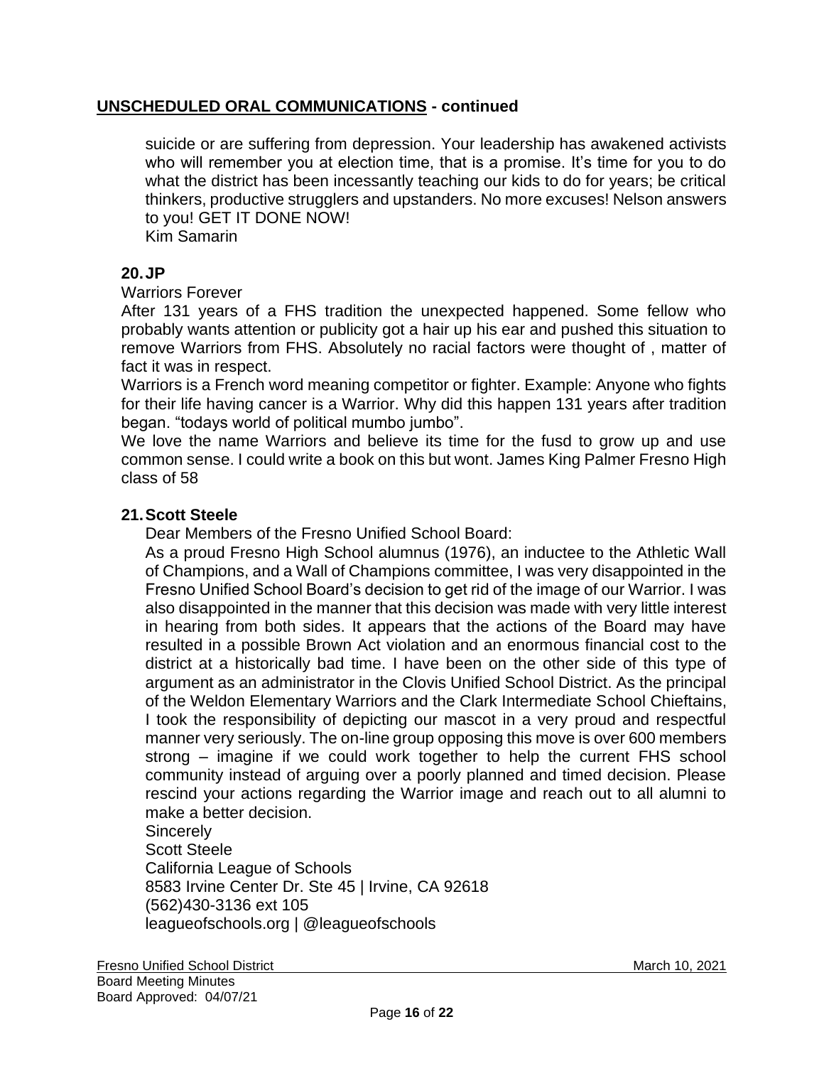## UNSCHEDULED ORAL COMMUNICATIONS - continued

suicide or are suffering from depression. Your leadership has awakened activists who will remember you at election time, that is a promise. It's time for you to do what the district has been incessantly teaching our kids to do for years; be critical thinkers, productive strugglers and upstanders. No more excuses! Nelson answers to you! GET IT DONE NOW!
Kim Samarin

**20. JP**

Warriors Forever

After 131 years of a FHS tradition the unexpected happened. Some fellow who probably wants attention or publicity got a hair up his ear and pushed this situation to remove Warriors from FHS. Absolutely no racial factors were thought of , matter of fact it was in respect.

Warriors is a French word meaning competitor or fighter. Example: Anyone who fights for their life having cancer is a Warrior. Why did this happen 131 years after tradition began. "todays world of political mumbo jumbo".

We love the name Warriors and believe its time for the fusd to grow up and use common sense. I could write a book on this but wont. James King Palmer Fresno High class of 58

**21. Scott Steele**

Dear Members of the Fresno Unified School Board:

As a proud Fresno High School alumnus (1976), an inductee to the Athletic Wall of Champions, and a Wall of Champions committee, I was very disappointed in the Fresno Unified School Board's decision to get rid of the image of our Warrior. I was also disappointed in the manner that this decision was made with very little interest in hearing from both sides. It appears that the actions of the Board may have resulted in a possible Brown Act violation and an enormous financial cost to the district at a historically bad time. I have been on the other side of this type of argument as an administrator in the Clovis Unified School District. As the principal of the Weldon Elementary Warriors and the Clark Intermediate School Chieftains, I took the responsibility of depicting our mascot in a very proud and respectful manner very seriously. The on-line group opposing this move is over 600 members strong – imagine if we could work together to help the current FHS school community instead of arguing over a poorly planned and timed decision. Please rescind your actions regarding the Warrior image and reach out to all alumni to make a better decision.

Sincerely
Scott Steele
California League of Schools
8583 Irvine Center Dr. Ste 45 | Irvine, CA 92618
(562)430-3136 ext 105
leagueofschools.org | @leagueofschools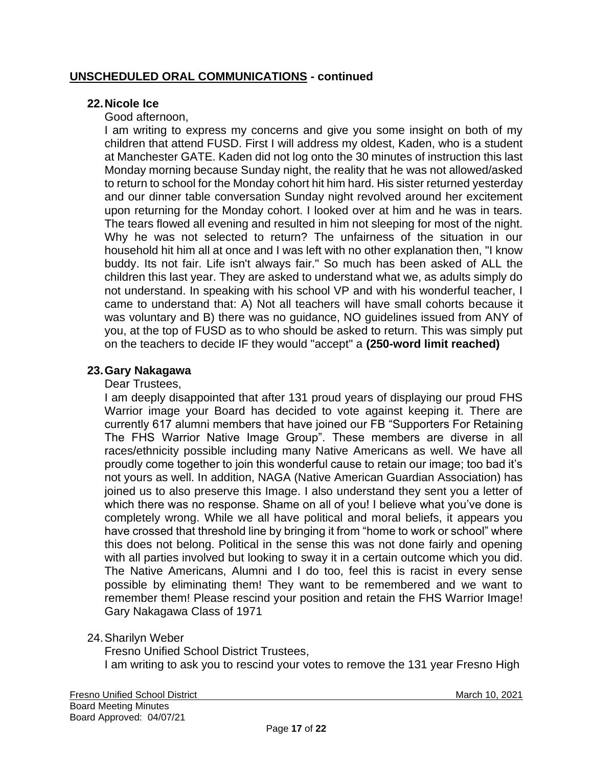## **UNSCHEDULED ORAL COMMUNICATIONS - continued**

**22. Nicole Ice**

Good afternoon,

I am writing to express my concerns and give you some insight on both of my children that attend FUSD. First I will address my oldest, Kaden, who is a student at Manchester GATE. Kaden did not log onto the 30 minutes of instruction this last Monday morning because Sunday night, the reality that he was not allowed/asked to return to school for the Monday cohort hit him hard. His sister returned yesterday and our dinner table conversation Sunday night revolved around her excitement upon returning for the Monday cohort. I looked over at him and he was in tears. The tears flowed all evening and resulted in him not sleeping for most of the night. Why he was not selected to return? The unfairness of the situation in our household hit him all at once and I was left with no other explanation then, "I know buddy. Its not fair. Life isn't always fair." So much has been asked of ALL the children this last year. They are asked to understand what we, as adults simply do not understand. In speaking with his school VP and with his wonderful teacher, I came to understand that: A) Not all teachers will have small cohorts because it was voluntary and B) there was no guidance, NO guidelines issued from ANY of you, at the top of FUSD as to who should be asked to return. This was simply put on the teachers to decide IF they would "accept" a **(250-word limit reached)**

**23. Gary Nakagawa**

Dear Trustees,

I am deeply disappointed that after 131 proud years of displaying our proud FHS Warrior image your Board has decided to vote against keeping it. There are currently 617 alumni members that have joined our FB "Supporters For Retaining The FHS Warrior Native Image Group". These members are diverse in all races/ethnicity possible including many Native Americans as well. We have all proudly come together to join this wonderful cause to retain our image; too bad it's not yours as well. In addition, NAGA (Native American Guardian Association) has joined us to also preserve this Image. I also understand they sent you a letter of which there was no response. Shame on all of you! I believe what you've done is completely wrong. While we all have political and moral beliefs, it appears you have crossed that threshold line by bringing it from "home to work or school" where this does not belong. Political in the sense this was not done fairly and opening with all parties involved but looking to sway it in a certain outcome which you did. The Native Americans, Alumni and I do too, feel this is racist in every sense possible by eliminating them! They want to be remembered and we want to remember them! Please rescind your position and retain the FHS Warrior Image! Gary Nakagawa Class of 1971

24. Sharilyn Weber

Fresno Unified School District Trustees,

I am writing to ask you to rescind your votes to remove the 131 year Fresno High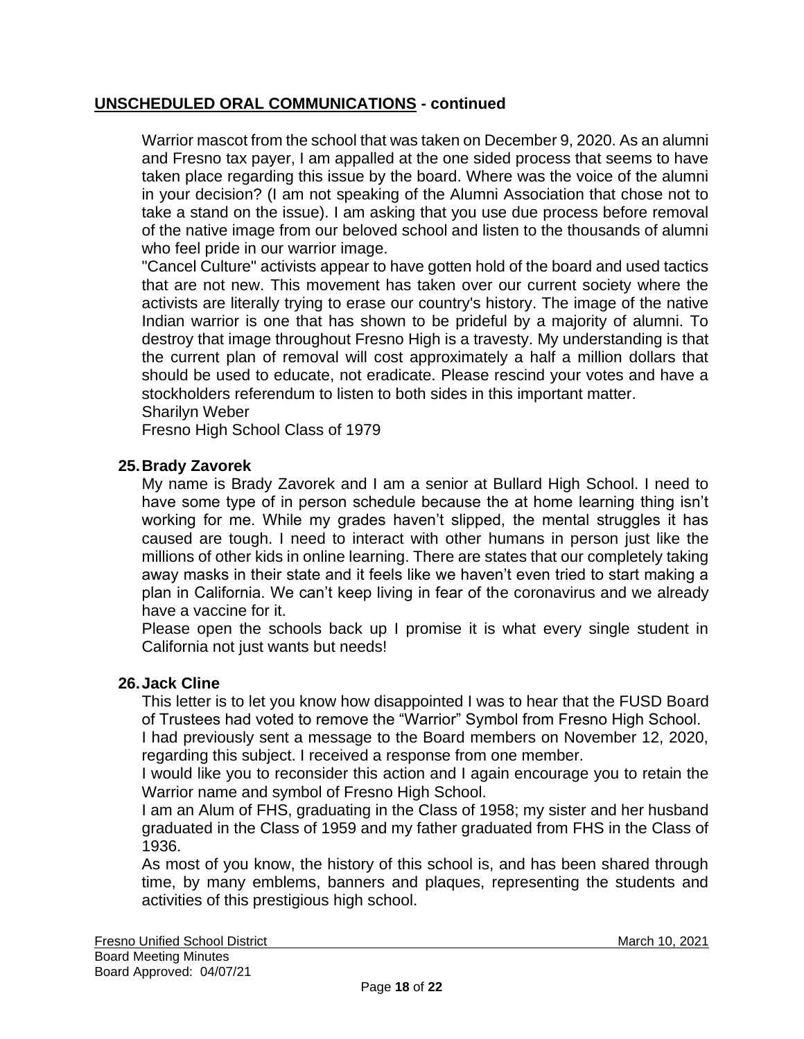## **UNSCHEDULED ORAL COMMUNICATIONS - continued**

Warrior mascot from the school that was taken on December 9, 2020. As an alumni and Fresno tax payer, I am appalled at the one sided process that seems to have taken place regarding this issue by the board. Where was the voice of the alumni in your decision? (I am not speaking of the Alumni Association that chose not to take a stand on the issue). I am asking that you use due process before removal of the native image from our beloved school and listen to the thousands of alumni who feel pride in our warrior image.

"Cancel Culture" activists appear to have gotten hold of the board and used tactics that are not new. This movement has taken over our current society where the activists are literally trying to erase our country's history. The image of the native Indian warrior is one that has shown to be prideful by a majority of alumni. To destroy that image throughout Fresno High is a travesty. My understanding is that the current plan of removal will cost approximately a half a million dollars that should be used to educate, not eradicate. Please rescind your votes and have a stockholders referendum to listen to both sides in this important matter.

Sharilyn Weber

Fresno High School Class of 1979

**25. Brady Zavorek**

My name is Brady Zavorek and I am a senior at Bullard High School. I need to have some type of in person schedule because the at home learning thing isn't working for me. While my grades haven't slipped, the mental struggles it has caused are tough. I need to interact with other humans in person just like the millions of other kids in online learning. There are states that our completely taking away masks in their state and it feels like we haven't even tried to start making a plan in California. We can't keep living in fear of the coronavirus and we already have a vaccine for it.

Please open the schools back up I promise it is what every single student in California not just wants but needs!

**26. Jack Cline**

This letter is to let you know how disappointed I was to hear that the FUSD Board of Trustees had voted to remove the "Warrior" Symbol from Fresno High School.

I had previously sent a message to the Board members on November 12, 2020, regarding this subject. I received a response from one member.

I would like you to reconsider this action and I again encourage you to retain the Warrior name and symbol of Fresno High School.

I am an Alum of FHS, graduating in the Class of 1958; my sister and her husband graduated in the Class of 1959 and my father graduated from FHS in the Class of 1936.

As most of you know, the history of this school is, and has been shared through time, by many emblems, banners and plaques, representing the students and activities of this prestigious high school.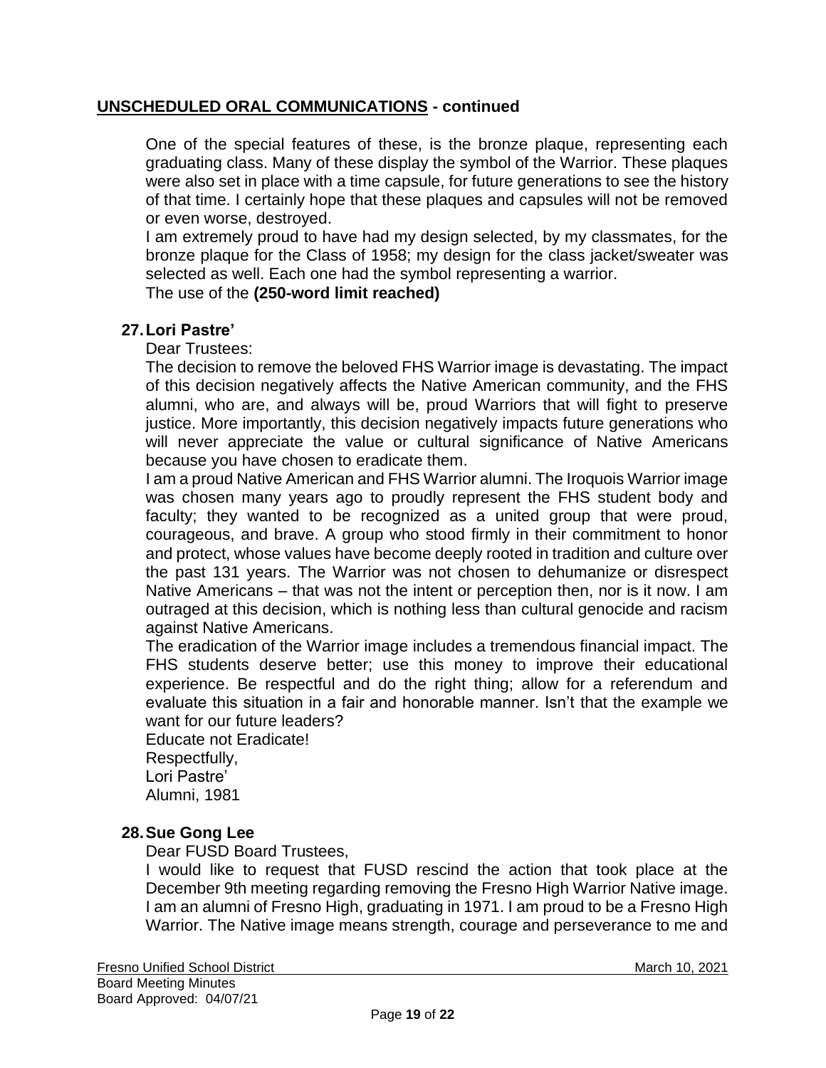## **UNSCHEDULED ORAL COMMUNICATIONS - continued**

One of the special features of these, is the bronze plaque, representing each graduating class. Many of these display the symbol of the Warrior. These plaques were also set in place with a time capsule, for future generations to see the history of that time. I certainly hope that these plaques and capsules will not be removed or even worse, destroyed.

I am extremely proud to have had my design selected, by my classmates, for the bronze plaque for the Class of 1958; my design for the class jacket/sweater was selected as well. Each one had the symbol representing a warrior.

The use of the **(250-word limit reached)**

**27. Lori Pastre'**

Dear Trustees:

The decision to remove the beloved FHS Warrior image is devastating. The impact of this decision negatively affects the Native American community, and the FHS alumni, who are, and always will be, proud Warriors that will fight to preserve justice. More importantly, this decision negatively impacts future generations who will never appreciate the value or cultural significance of Native Americans because you have chosen to eradicate them.

I am a proud Native American and FHS Warrior alumni. The Iroquois Warrior image was chosen many years ago to proudly represent the FHS student body and faculty; they wanted to be recognized as a united group that were proud, courageous, and brave. A group who stood firmly in their commitment to honor and protect, whose values have become deeply rooted in tradition and culture over the past 131 years. The Warrior was not chosen to dehumanize or disrespect Native Americans – that was not the intent or perception then, nor is it now. I am outraged at this decision, which is nothing less than cultural genocide and racism against Native Americans.

The eradication of the Warrior image includes a tremendous financial impact. The FHS students deserve better; use this money to improve their educational experience. Be respectful and do the right thing; allow for a referendum and evaluate this situation in a fair and honorable manner. Isn't that the example we want for our future leaders?

Educate not Eradicate!

Respectfully,
Lori Pastre'
Alumni, 1981

**28. Sue Gong Lee**

Dear FUSD Board Trustees,

I would like to request that FUSD rescind the action that took place at the December 9th meeting regarding removing the Fresno High Warrior Native image. I am an alumni of Fresno High, graduating in 1971. I am proud to be a Fresno High Warrior. The Native image means strength, courage and perseverance to me and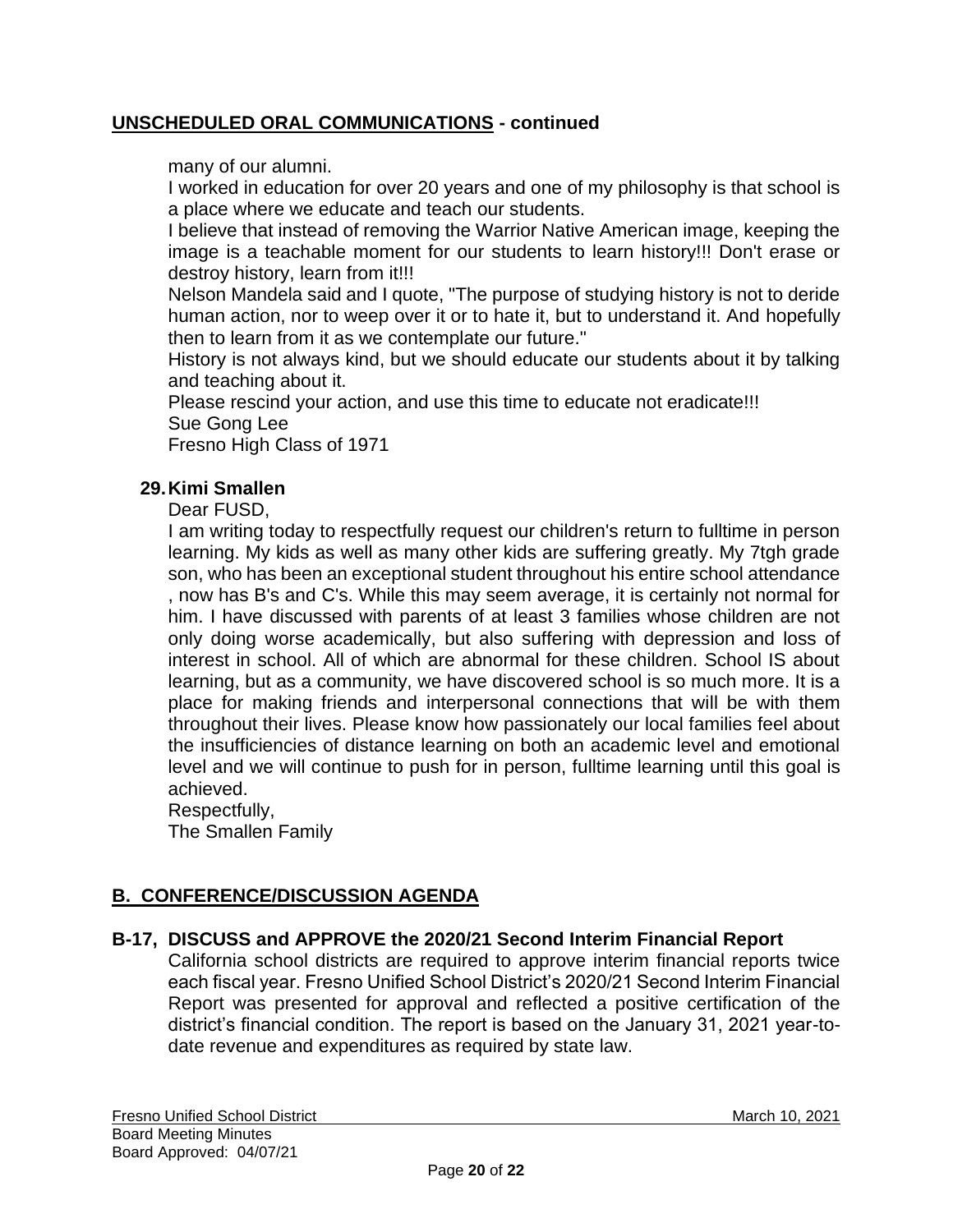## UNSCHEDULED ORAL COMMUNICATIONS - continued

many of our alumni.
I worked in education for over 20 years and one of my philosophy is that school is a place where we educate and teach our students.
I believe that instead of removing the Warrior Native American image, keeping the image is a teachable moment for our students to learn history!!! Don't erase or destroy history, learn from it!!!
Nelson Mandela said and I quote, "The purpose of studying history is not to deride human action, nor to weep over it or to hate it, but to understand it. And hopefully then to learn from it as we contemplate our future."
History is not always kind, but we should educate our students about it by talking and teaching about it.
Please rescind your action, and use this time to educate not eradicate!!!
Sue Gong Lee
Fresno High Class of 1971

**29. Kimi Smallen**

Dear FUSD,
I am writing today to respectfully request our children's return to fulltime in person learning. My kids as well as many other kids are suffering greatly. My 7tgh grade son, who has been an exceptional student throughout his entire school attendance , now has B's and C's. While this may seem average, it is certainly not normal for him. I have discussed with parents of at least 3 families whose children are not only doing worse academically, but also suffering with depression and loss of interest in school. All of which are abnormal for these children. School IS about learning, but as a community, we have discovered school is so much more. It is a place for making friends and interpersonal connections that will be with them throughout their lives. Please know how passionately our local families feel about the insufficiencies of distance learning on both an academic level and emotional level and we will continue to push for in person, fulltime learning until this goal is achieved.
Respectfully,
The Smallen Family

## B. CONFERENCE/DISCUSSION AGENDA

**B-17, DISCUSS and APPROVE the 2020/21 Second Interim Financial Report**

California school districts are required to approve interim financial reports twice each fiscal year. Fresno Unified School District's 2020/21 Second Interim Financial Report was presented for approval and reflected a positive certification of the district's financial condition. The report is based on the January 31, 2021 year-to-date revenue and expenditures as required by state law.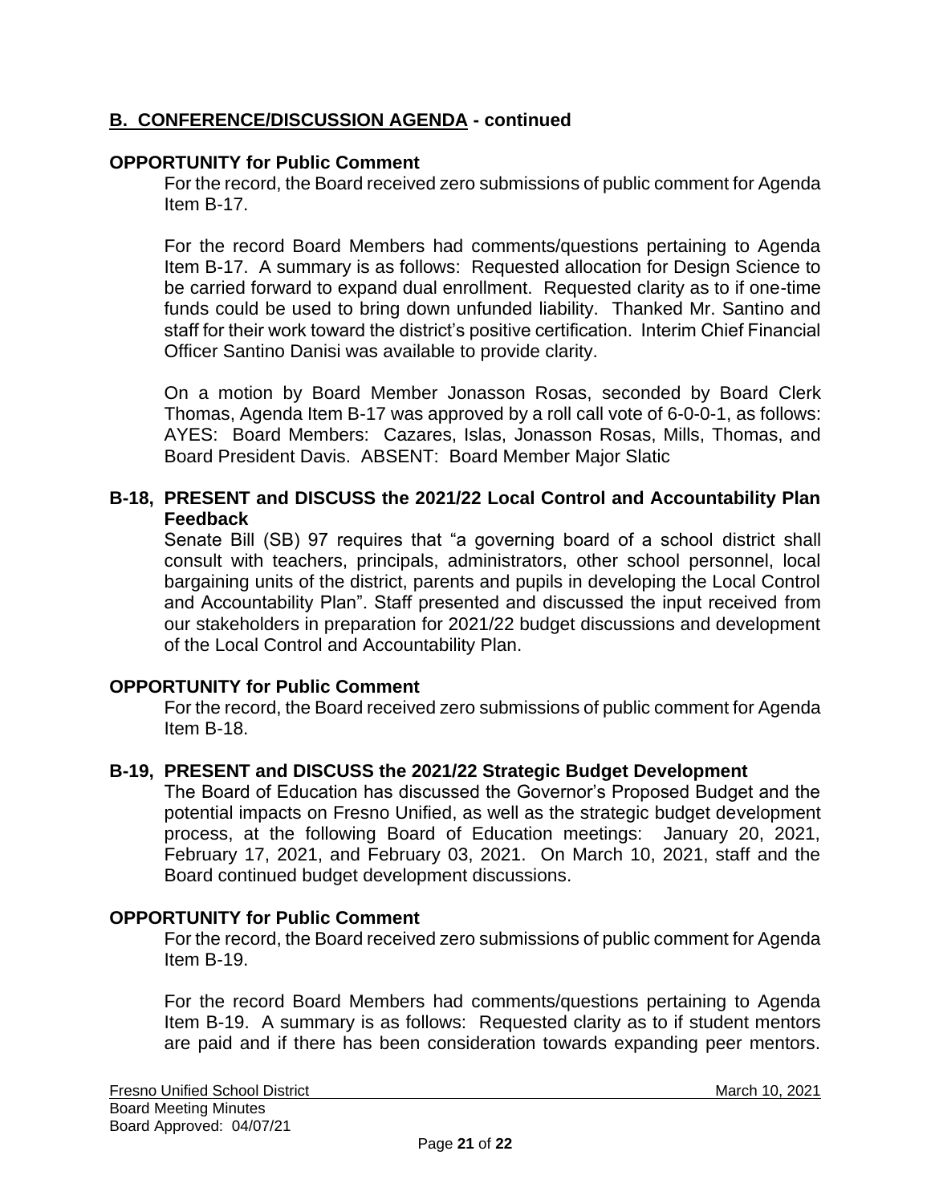## B. CONFERENCE/DISCUSSION AGENDA - continued

### OPPORTUNITY for Public Comment

For the record, the Board received zero submissions of public comment for Agenda Item B-17.

For the record Board Members had comments/questions pertaining to Agenda Item B-17. A summary is as follows: Requested allocation for Design Science to be carried forward to expand dual enrollment. Requested clarity as to if one-time funds could be used to bring down unfunded liability. Thanked Mr. Santino and staff for their work toward the district's positive certification. Interim Chief Financial Officer Santino Danisi was available to provide clarity.

On a motion by Board Member Jonasson Rosas, seconded by Board Clerk Thomas, Agenda Item B-17 was approved by a roll call vote of 6-0-0-1, as follows: AYES: Board Members: Cazares, Islas, Jonasson Rosas, Mills, Thomas, and Board President Davis. ABSENT: Board Member Major Slatic

### B-18, PRESENT and DISCUSS the 2021/22 Local Control and Accountability Plan Feedback

Senate Bill (SB) 97 requires that "a governing board of a school district shall consult with teachers, principals, administrators, other school personnel, local bargaining units of the district, parents and pupils in developing the Local Control and Accountability Plan". Staff presented and discussed the input received from our stakeholders in preparation for 2021/22 budget discussions and development of the Local Control and Accountability Plan.

### OPPORTUNITY for Public Comment

For the record, the Board received zero submissions of public comment for Agenda Item B-18.

### B-19, PRESENT and DISCUSS the 2021/22 Strategic Budget Development

The Board of Education has discussed the Governor's Proposed Budget and the potential impacts on Fresno Unified, as well as the strategic budget development process, at the following Board of Education meetings: January 20, 2021, February 17, 2021, and February 03, 2021. On March 10, 2021, staff and the Board continued budget development discussions.

### OPPORTUNITY for Public Comment

For the record, the Board received zero submissions of public comment for Agenda Item B-19.

For the record Board Members had comments/questions pertaining to Agenda Item B-19. A summary is as follows: Requested clarity as to if student mentors are paid and if there has been consideration towards expanding peer mentors.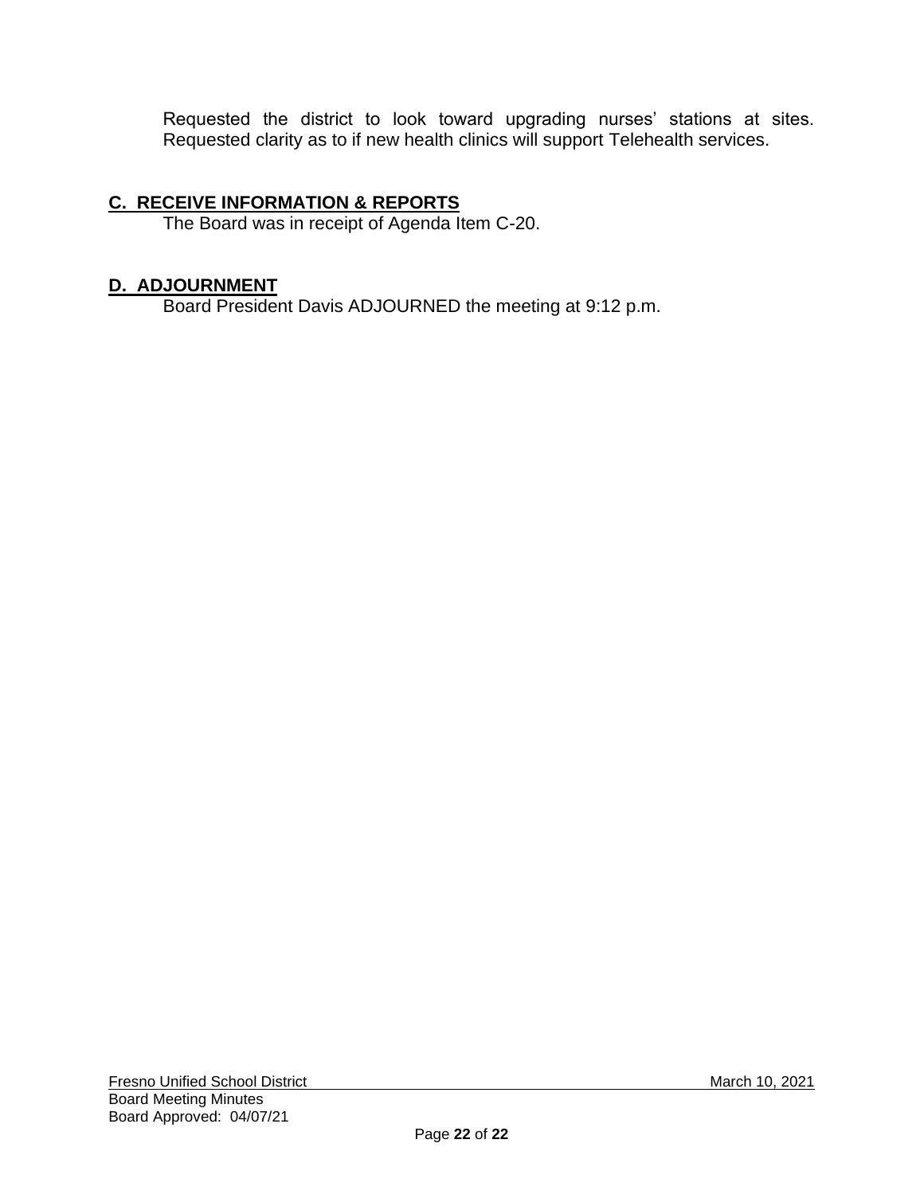Requested the district to look toward upgrading nurses' stations at sites. Requested clarity as to if new health clinics will support Telehealth services.

## **C. RECEIVE INFORMATION & REPORTS**

The Board was in receipt of Agenda Item C-20.

## **D. ADJOURNMENT**

Board President Davis ADJOURNED the meeting at 9:12 p.m.